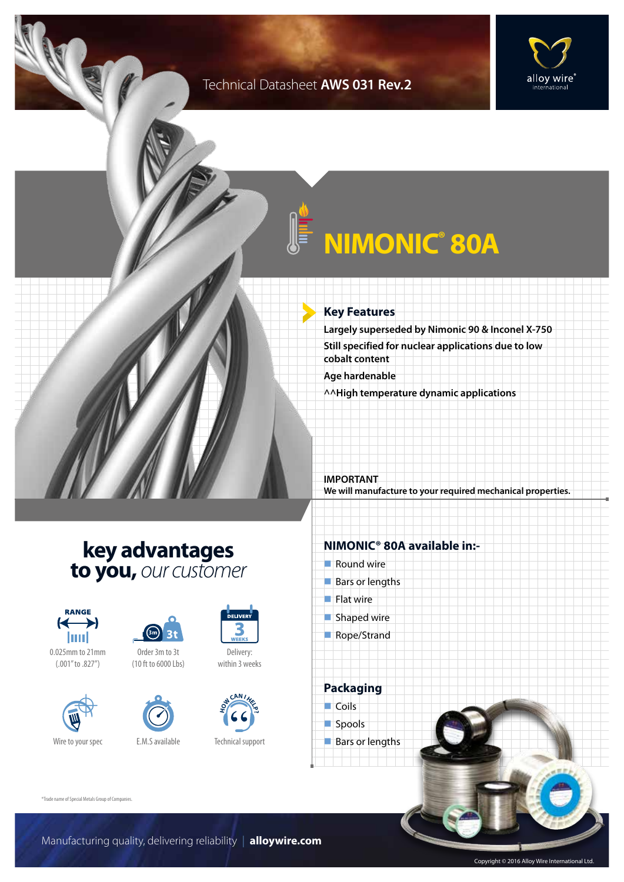Technical Datasheet **AWS 031 Rev.2**

# NIMONIC® 80A

## Key Features

**Largely superseded by Nimonic 90 & Inconel X-750**

**Still specified for nuclear applications due to low cobalt content**

**Age hardenable**

**^^High temperature dynamic applications**

**IMPORTANT**
**We will manufacture to your required mechanical properties.**

## key advantages to you, *our customer*

- RANGE: 0.025mm to 21mm (.001" to .827")
- Order 3m to 3t (10 ft to 6000 Lbs)
- Delivery: within 3 weeks
- Wire to your spec
- E.M.S available
- Technical support

## NIMONIC® 80A available in:-

- Round wire
- Bars or lengths
- Flat wire
- Shaped wire
- Rope/Strand

## Packaging

- Coils
- Spools
- Bars or lengths

*Trade name of Special Metals Group of Companies.

Manufacturing quality, delivering reliability | **alloywire.com**

Copyright © 2016 Alloy Wire International Ltd.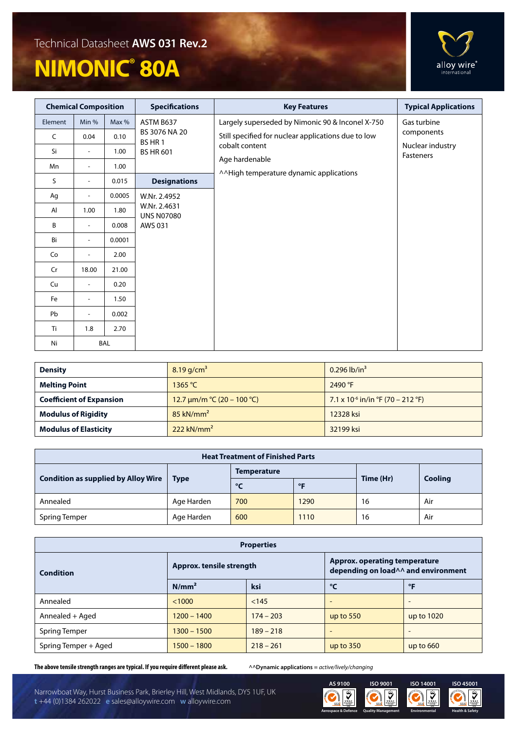Technical Datasheet **AWS 031 Rev.2**

# NIMONIC® 80A

| Chemical Composition | | | Specifications | Key Features | Typical Applications |
|---|---|---|---|---|---|
| Element | Min % | Max % | ASTM B637<br>BS 3076 NA 20<br>BS HR 1<br>BS HR 601 | Largely superseded by Nimonic 90 & Inconel X-750<br><br>Still specified for nuclear applications due to low cobalt content<br><br>Age hardenable<br><br>^^High temperature dynamic applications | Gas turbine components<br><br>Nuclear industry<br><br>Fasteners |
| C | 0.04 | 0.10 | | | |
| Si | - | 1.00 | | | |
| Mn | - | 1.00 | | | |
| S | - | 0.015 | **Designations** | | |
| Ag | - | 0.0005 | W.Nr. 2.4952<br>W.Nr. 2.4631<br>UNS N07080<br>AWS 031 | | |
| Al | 1.00 | 1.80 | | | |
| B | - | 0.008 | | | |
| Bi | - | 0.0001 | | | |
| Co | - | 2.00 | | | |
| Cr | 18.00 | 21.00 | | | |
| Cu | - | 0.20 | | | |
| Fe | - | 1.50 | | | |
| Pb | - | 0.002 | | | |
| Ti | 1.8 | 2.70 | | | |
| Ni | BAL | | | | |

| | | |
|---|---|---|
| **Density** | 8.19 g/cm³ | 0.296 lb/in³ |
| **Melting Point** | 1365 °C | 2490 °F |
| **Coefficient of Expansion** | 12.7 µm/m °C (20 – 100 °C) | 7.1 x $10^{-6}$ in/in °F (70 – 212 °F) |
| **Modulus of Rigidity** | 85 kN/mm² | 12328 ksi |
| **Modulus of Elasticity** | 222 kN/mm² | 32199 ksi |

**Heat Treatment of Finished Parts**

| Condition as supplied by Alloy Wire | Type | Temperature | | Time (Hr) | Cooling |
|---|---|---|---|---|---|
| | | °C | °F | | |
| Annealed | Age Harden | 700 | 1290 | 16 | Air |
| Spring Temper | Age Harden | 600 | 1110 | 16 | Air |

**Properties**

| Condition | Approx. tensile strength | | Approx. operating temperature depending on load^^ and environment | |
|---|---|---|---|---|
| | N/mm² | ksi | °C | °F |
| Annealed | <1000 | <145 | - | - |
| Annealed + Aged | 1200 – 1400 | 174 – 203 | up to 550 | up to 1020 |
| Spring Temper | 1300 – 1500 | 189 – 218 | - | - |
| Spring Temper + Aged | 1500 – 1800 | 218 – 261 | up to 350 | up to 660 |

**The above tensile strength ranges are typical. If you require different please ask.**

^^**Dynamic applications** = *active/lively/changing*

Narrowboat Way, Hurst Business Park, Brierley Hill, West Midlands, DY5 1UF, UK
**t** +44 (0)1384 262022 **e** sales@alloywire.com **w** alloywire.com

AS 9100 Aerospace & Defence | ISO 9001 Quality Management | ISO 14001 Environmental | ISO 45001 Health & Safety